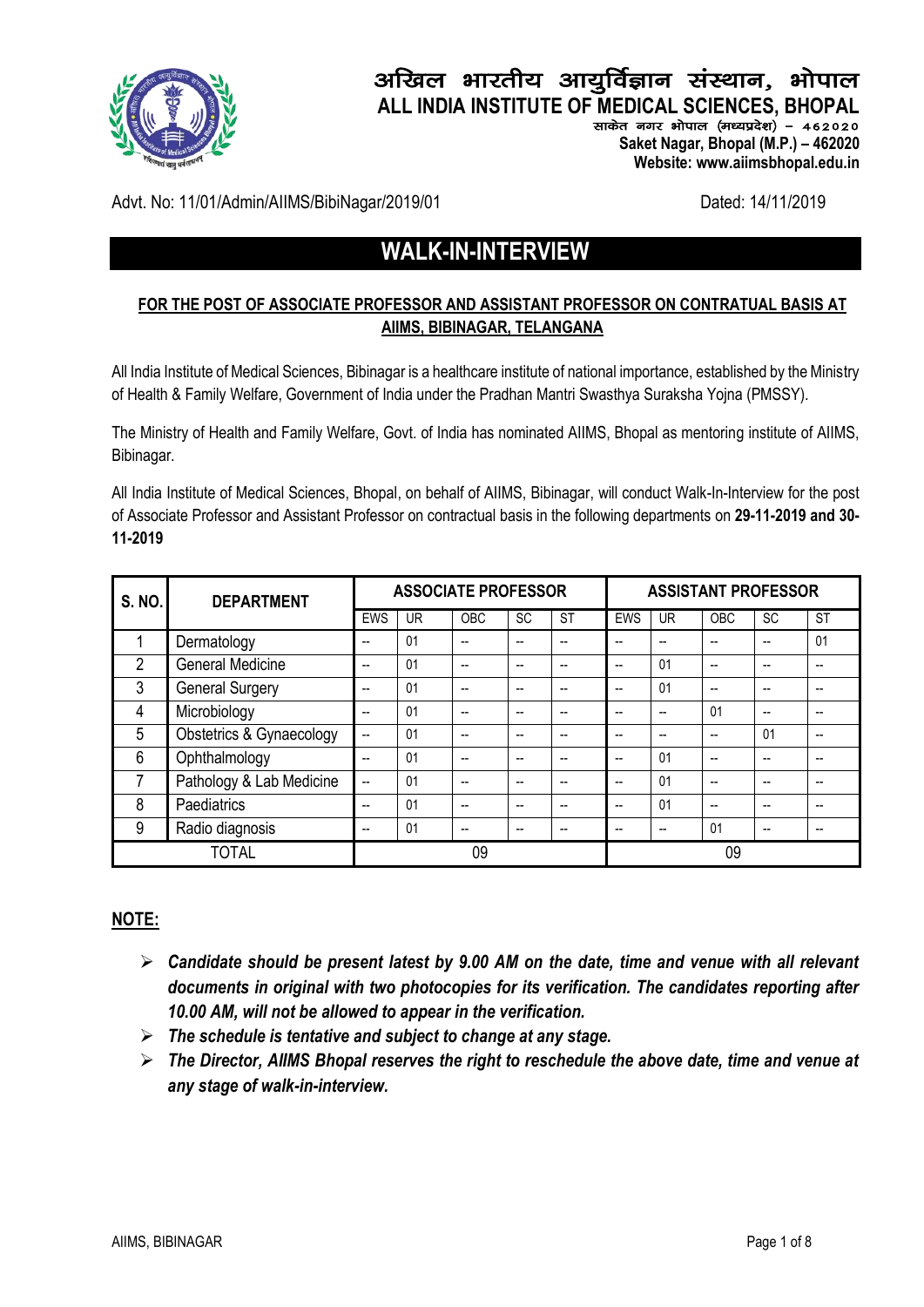# अखिल भारतीय आयुर्विज्ञान संस्थान, भोपाल
# ALL INDIA INSTITUTE OF MEDICAL SCIENCES, BHOPAL

साकेत नगर भोपाल (मध्यप्रदेश) – 462020
**Saket Nagar, Bhopal (M.P.) – 462020**
**Website: www.aiimsbhopal.edu.in**

Advt. No: 11/01/Admin/AIIMS/BibiNagar/2019/01 Dated: 14/11/2019

## WALK-IN-INTERVIEW

**FOR THE POST OF ASSOCIATE PROFESSOR AND ASSISTANT PROFESSOR ON CONTRATUAL BASIS AT AIIMS, BIBINAGAR, TELANGANA**

All India Institute of Medical Sciences, Bibinagar is a healthcare institute of national importance, established by the Ministry of Health & Family Welfare, Government of India under the Pradhan Mantri Swasthya Suraksha Yojna (PMSSY).

The Ministry of Health and Family Welfare, Govt. of India has nominated AIIMS, Bhopal as mentoring institute of AIIMS, Bibinagar.

All India Institute of Medical Sciences, Bhopal, on behalf of AIIMS, Bibinagar, will conduct Walk-In-Interview for the post of Associate Professor and Assistant Professor on contractual basis in the following departments on **29-11-2019 and 30-11-2019**

| S. NO. | DEPARTMENT | ASSOCIATE PROFESSOR | | | | | ASSISTANT PROFESSOR | | | | |
|---|---|---|---|---|---|---|---|---|---|---|---|
| | | EWS | UR | OBC | SC | ST | EWS | UR | OBC | SC | ST |
| 1 | Dermatology | -- | 01 | -- | -- | -- | -- | -- | -- | -- | 01 |
| 2 | General Medicine | -- | 01 | -- | -- | -- | -- | 01 | -- | -- | -- |
| 3 | General Surgery | -- | 01 | -- | -- | -- | -- | 01 | -- | -- | -- |
| 4 | Microbiology | -- | 01 | -- | -- | -- | -- | -- | 01 | -- | -- |
| 5 | Obstetrics & Gynaecology | -- | 01 | -- | -- | -- | -- | -- | -- | 01 | -- |
| 6 | Ophthalmology | -- | 01 | -- | -- | -- | -- | 01 | -- | -- | -- |
| 7 | Pathology & Lab Medicine | -- | 01 | -- | -- | -- | -- | 01 | -- | -- | -- |
| 8 | Paediatrics | -- | 01 | -- | -- | -- | -- | 01 | -- | -- | -- |
| 9 | Radio diagnosis | -- | 01 | -- | -- | -- | -- | -- | 01 | -- | -- |
| TOTAL | | 09 | | | | | 09 | | | | |

**NOTE:**

- ***Candidate should be present latest by 9.00 AM on the date, time and venue with all relevant documents in original with two photocopies for its verification. The candidates reporting after 10.00 AM, will not be allowed to appear in the verification.***
- ***The schedule is tentative and subject to change at any stage.***
- ***The Director, AIIMS Bhopal reserves the right to reschedule the above date, time and venue at any stage of walk-in-interview.***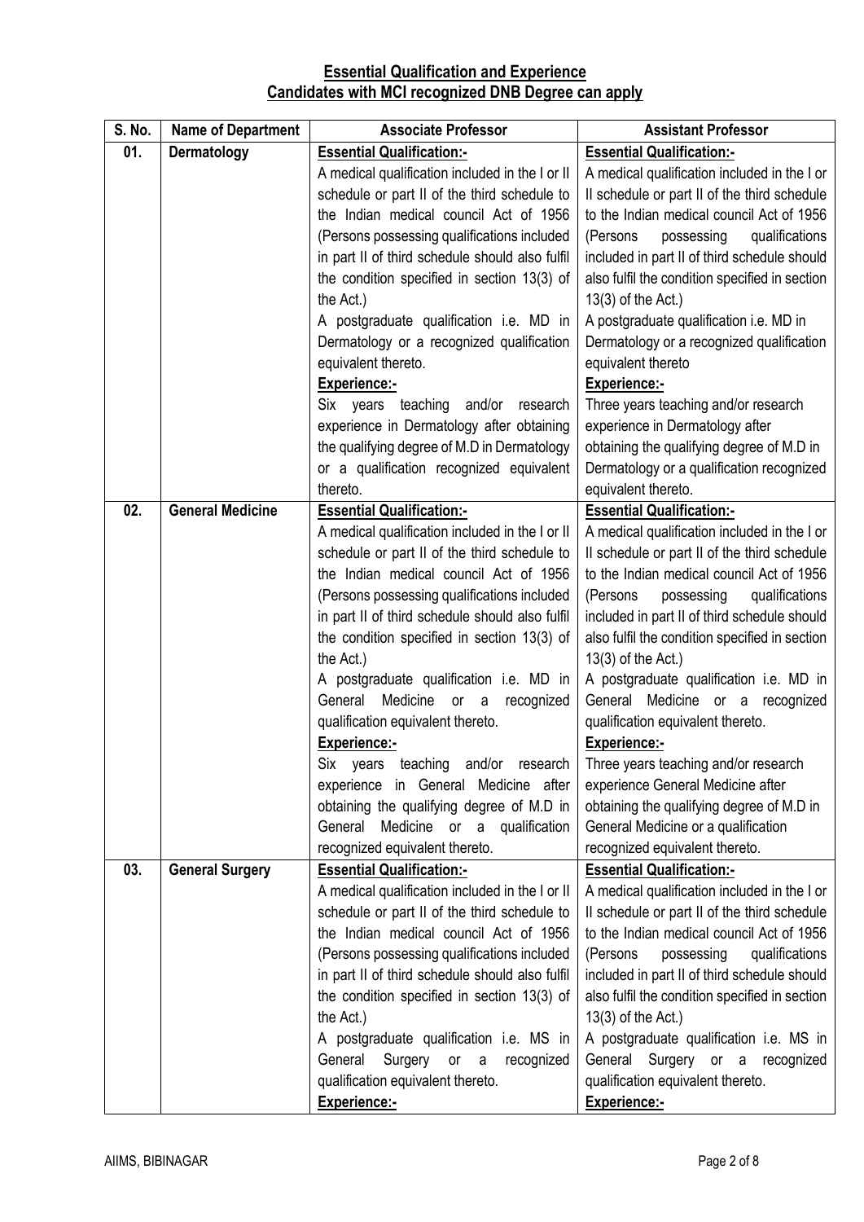**Essential Qualification and Experience**
**Candidates with MCI recognized DNB Degree can apply**

| S. No. | Name of Department | Associate Professor | Assistant Professor |
|---|---|---|---|
| 01. | **Dermatology** | **Essential Qualification:-**<br>A medical qualification included in the I or II schedule or part II of the third schedule to the Indian medical council Act of 1956 (Persons possessing qualifications included in part II of third schedule should also fulfil the condition specified in section 13(3) of the Act.)<br>A postgraduate qualification i.e. MD in Dermatology or a recognized qualification equivalent thereto.<br>**Experience:-**<br>Six years teaching and/or research experience in Dermatology after obtaining the qualifying degree of M.D in Dermatology or a qualification recognized equivalent thereto. | **Essential Qualification:-**<br>A medical qualification included in the I or II schedule or part II of the third schedule to the Indian medical council Act of 1956 (Persons possessing qualifications included in part II of third schedule should also fulfil the condition specified in section 13(3) of the Act.)<br>A postgraduate qualification i.e. MD in Dermatology or a recognized qualification equivalent thereto<br>**Experience:-**<br>Three years teaching and/or research experience in Dermatology after obtaining the qualifying degree of M.D in Dermatology or a qualification recognized equivalent thereto. |
| 02. | **General Medicine** | **Essential Qualification:-**<br>A medical qualification included in the I or II schedule or part II of the third schedule to the Indian medical council Act of 1956 (Persons possessing qualifications included in part II of third schedule should also fulfil the condition specified in section 13(3) of the Act.)<br>A postgraduate qualification i.e. MD in General Medicine or a recognized qualification equivalent thereto.<br>**Experience:-**<br>Six years teaching and/or research experience in General Medicine after obtaining the qualifying degree of M.D in General Medicine or a qualification recognized equivalent thereto. | **Essential Qualification:-**<br>A medical qualification included in the I or II schedule or part II of the third schedule to the Indian medical council Act of 1956 (Persons possessing qualifications included in part II of third schedule should also fulfil the condition specified in section 13(3) of the Act.)<br>A postgraduate qualification i.e. MD in General Medicine or a recognized qualification equivalent thereto.<br>**Experience:-**<br>Three years teaching and/or research experience General Medicine after obtaining the qualifying degree of M.D in General Medicine or a qualification recognized equivalent thereto. |
| 03. | **General Surgery** | **Essential Qualification:-**<br>A medical qualification included in the I or II schedule or part II of the third schedule to the Indian medical council Act of 1956 (Persons possessing qualifications included in part II of third schedule should also fulfil the condition specified in section 13(3) of the Act.)<br>A postgraduate qualification i.e. MS in General Surgery or a recognized qualification equivalent thereto.<br>**Experience:-** | **Essential Qualification:-**<br>A medical qualification included in the I or II schedule or part II of the third schedule to the Indian medical council Act of 1956 (Persons possessing qualifications included in part II of third schedule should also fulfil the condition specified in section 13(3) of the Act.)<br>A postgraduate qualification i.e. MS in General Surgery or a recognized qualification equivalent thereto.<br>**Experience:-** |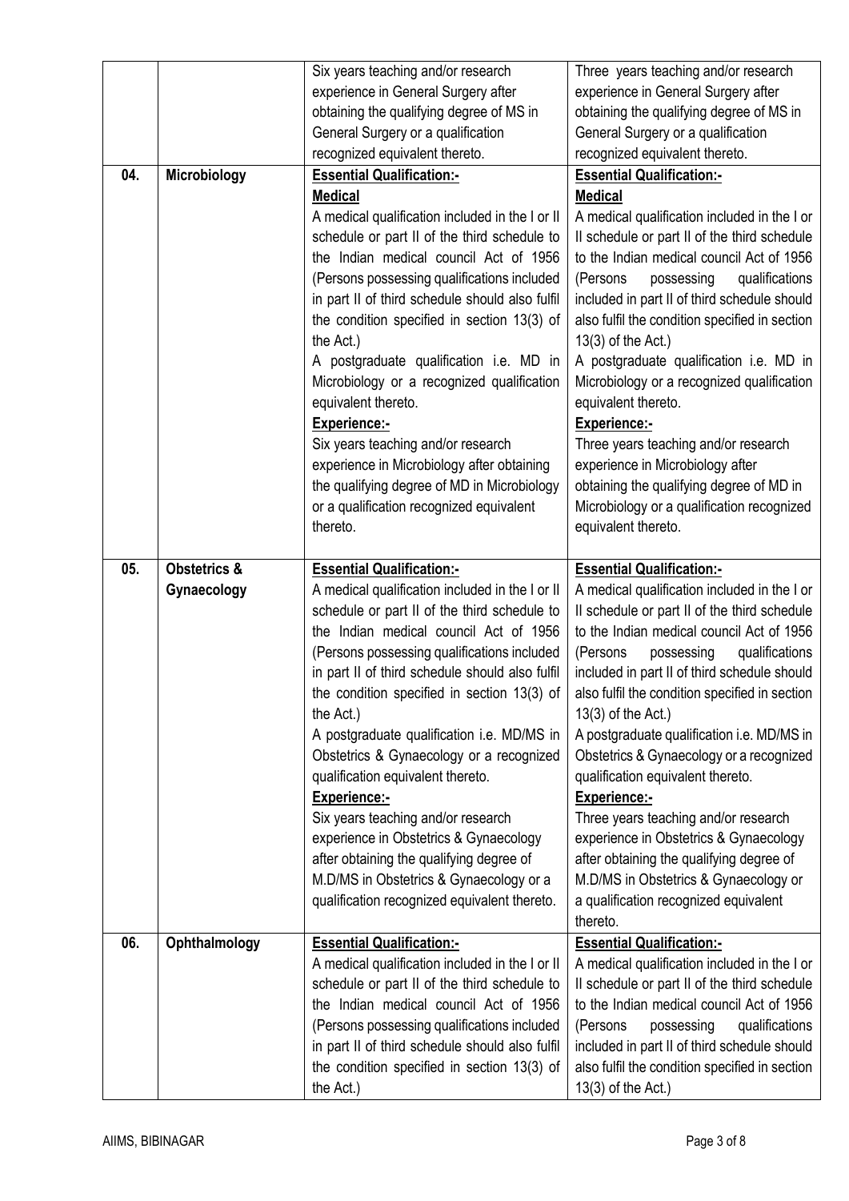|  |  |  |  |
|---|---|---|---|
|  |  | Six years teaching and/or research experience in General Surgery after obtaining the qualifying degree of MS in General Surgery or a qualification recognized equivalent thereto. | Three years teaching and/or research experience in General Surgery after obtaining the qualifying degree of MS in General Surgery or a qualification recognized equivalent thereto. |
| 04. | **Microbiology** | **<u>Essential Qualification:-</u>**<br>**<u>Medical</u>**<br>A medical qualification included in the I or II schedule or part II of the third schedule to the Indian medical council Act of 1956 (Persons possessing qualifications included in part II of third schedule should also fulfil the condition specified in section 13(3) of the Act.)<br>A postgraduate qualification i.e. MD in Microbiology or a recognized qualification equivalent thereto.<br>**<u>Experience:-</u>**<br>Six years teaching and/or research experience in Microbiology after obtaining the qualifying degree of MD in Microbiology or a qualification recognized equivalent thereto. | **<u>Essential Qualification:-</u>**<br>**<u>Medical</u>**<br>A medical qualification included in the I or II schedule or part II of the third schedule to the Indian medical council Act of 1956 (Persons possessing qualifications included in part II of third schedule should also fulfil the condition specified in section 13(3) of the Act.)<br>A postgraduate qualification i.e. MD in Microbiology or a recognized qualification equivalent thereto.<br>**<u>Experience:-</u>**<br>Three years teaching and/or research experience in Microbiology after obtaining the qualifying degree of MD in Microbiology or a qualification recognized equivalent thereto. |
| 05. | **Obstetrics & Gynaecology** | **<u>Essential Qualification:-</u>**<br>A medical qualification included in the I or II schedule or part II of the third schedule to the Indian medical council Act of 1956 (Persons possessing qualifications included in part II of third schedule should also fulfil the condition specified in section 13(3) of the Act.)<br>A postgraduate qualification i.e. MD/MS in Obstetrics & Gynaecology or a recognized qualification equivalent thereto.<br>**<u>Experience:-</u>**<br>Six years teaching and/or research experience in Obstetrics & Gynaecology after obtaining the qualifying degree of M.D/MS in Obstetrics & Gynaecology or a qualification recognized equivalent thereto. | **<u>Essential Qualification:-</u>**<br>A medical qualification included in the I or II schedule or part II of the third schedule to the Indian medical council Act of 1956 (Persons possessing qualifications included in part II of third schedule should also fulfil the condition specified in section 13(3) of the Act.)<br>A postgraduate qualification i.e. MD/MS in Obstetrics & Gynaecology or a recognized qualification equivalent thereto.<br>**<u>Experience:-</u>**<br>Three years teaching and/or research experience in Obstetrics & Gynaecology after obtaining the qualifying degree of M.D/MS in Obstetrics & Gynaecology or a qualification recognized equivalent thereto. |
| 06. | **Ophthalmology** | **<u>Essential Qualification:-</u>**<br>A medical qualification included in the I or II schedule or part II of the third schedule to the Indian medical council Act of 1956 (Persons possessing qualifications included in part II of third schedule should also fulfil the condition specified in section 13(3) of the Act.) | **<u>Essential Qualification:-</u>**<br>A medical qualification included in the I or II schedule or part II of the third schedule to the Indian medical council Act of 1956 (Persons possessing qualifications included in part II of third schedule should also fulfil the condition specified in section 13(3) of the Act.) |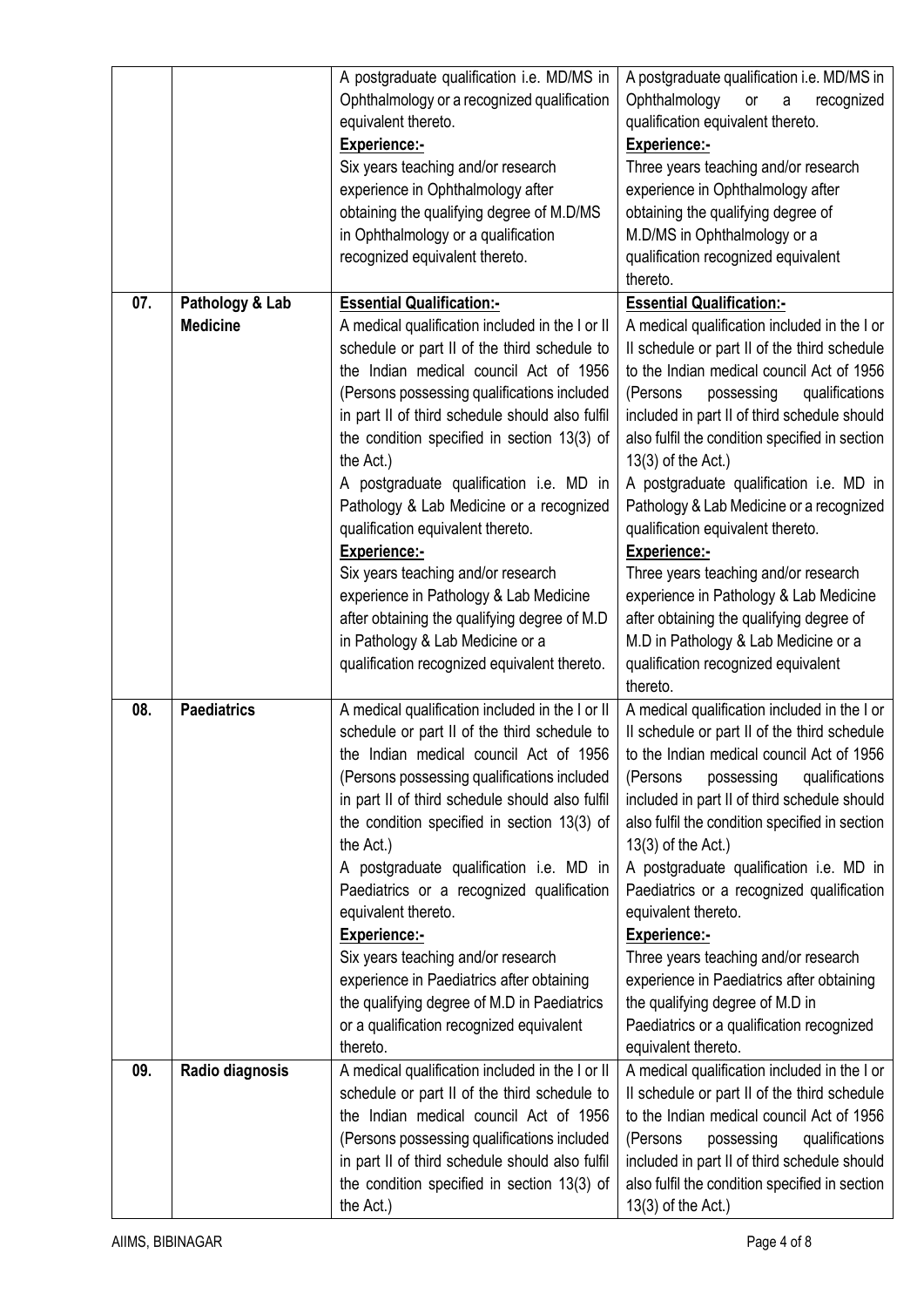| | | | |
|---|---|---|---|
| | | A postgraduate qualification i.e. MD/MS in Ophthalmology or a recognized qualification equivalent thereto.<br>**Experience:-**<br>Six years teaching and/or research experience in Ophthalmology after obtaining the qualifying degree of M.D/MS in Ophthalmology or a qualification recognized equivalent thereto. | A postgraduate qualification i.e. MD/MS in Ophthalmology or a recognized qualification equivalent thereto.<br>**Experience:-**<br>Three years teaching and/or research experience in Ophthalmology after obtaining the qualifying degree of M.D/MS in Ophthalmology or a qualification recognized equivalent thereto. |
| **07.** | **Pathology & Lab Medicine** | **Essential Qualification:-**<br>A medical qualification included in the I or II schedule or part II of the third schedule to the Indian medical council Act of 1956 (Persons possessing qualifications included in part II of third schedule should also fulfil the condition specified in section 13(3) of the Act.)<br>A postgraduate qualification i.e. MD in Pathology & Lab Medicine or a recognized qualification equivalent thereto.<br>**Experience:-**<br>Six years teaching and/or research experience in Pathology & Lab Medicine after obtaining the qualifying degree of M.D in Pathology & Lab Medicine or a qualification recognized equivalent thereto. | **Essential Qualification:-**<br>A medical qualification included in the I or II schedule or part II of the third schedule to the Indian medical council Act of 1956 (Persons possessing qualifications included in part II of third schedule should also fulfil the condition specified in section 13(3) of the Act.)<br>A postgraduate qualification i.e. MD in Pathology & Lab Medicine or a recognized qualification equivalent thereto.<br>**Experience:-**<br>Three years teaching and/or research experience in Pathology & Lab Medicine after obtaining the qualifying degree of M.D in Pathology & Lab Medicine or a qualification recognized equivalent thereto. |
| **08.** | **Paediatrics** | A medical qualification included in the I or II schedule or part II of the third schedule to the Indian medical council Act of 1956 (Persons possessing qualifications included in part II of third schedule should also fulfil the condition specified in section 13(3) of the Act.)<br>A postgraduate qualification i.e. MD in Paediatrics or a recognized qualification equivalent thereto.<br>**Experience:-**<br>Six years teaching and/or research experience in Paediatrics after obtaining the qualifying degree of M.D in Paediatrics or a qualification recognized equivalent thereto. | A medical qualification included in the I or II schedule or part II of the third schedule to the Indian medical council Act of 1956 (Persons possessing qualifications included in part II of third schedule should also fulfil the condition specified in section 13(3) of the Act.)<br>A postgraduate qualification i.e. MD in Paediatrics or a recognized qualification equivalent thereto.<br>**Experience:-**<br>Three years teaching and/or research experience in Paediatrics after obtaining the qualifying degree of M.D in Paediatrics or a qualification recognized equivalent thereto. |
| **09.** | **Radio diagnosis** | A medical qualification included in the I or II schedule or part II of the third schedule to the Indian medical council Act of 1956 (Persons possessing qualifications included in part II of third schedule should also fulfil the condition specified in section 13(3) of the Act.) | A medical qualification included in the I or II schedule or part II of the third schedule to the Indian medical council Act of 1956 (Persons possessing qualifications included in part II of third schedule should also fulfil the condition specified in section 13(3) of the Act.) |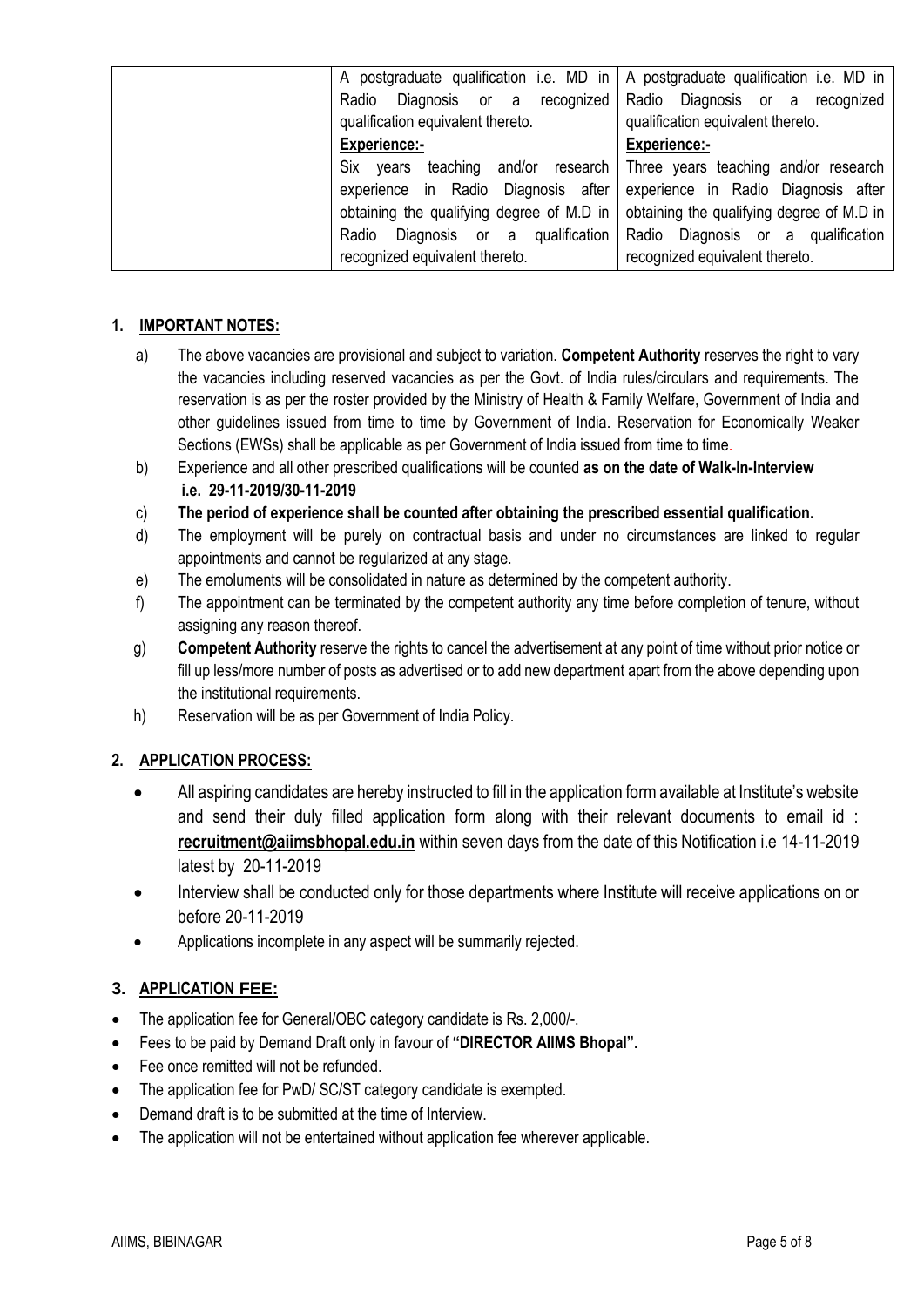| | | | |
|---|---|---|---|
| | | A postgraduate qualification i.e. MD in Radio Diagnosis or a recognized qualification equivalent thereto.<br>**Experience:-**<br>Six years teaching and/or research experience in Radio Diagnosis after obtaining the qualifying degree of M.D in Radio Diagnosis or a qualification recognized equivalent thereto. | A postgraduate qualification i.e. MD in Radio Diagnosis or a recognized qualification equivalent thereto.<br>**Experience:-**<br>Three years teaching and/or research experience in Radio Diagnosis after obtaining the qualifying degree of M.D in Radio Diagnosis or a qualification recognized equivalent thereto. |

## 1. IMPORTANT NOTES:

a) The above vacancies are provisional and subject to variation. **Competent Authority** reserves the right to vary the vacancies including reserved vacancies as per the Govt. of India rules/circulars and requirements. The reservation is as per the roster provided by the Ministry of Health & Family Welfare, Government of India and other guidelines issued from time to time by Government of India. Reservation for Economically Weaker Sections (EWSs) shall be applicable as per Government of India issued from time to time.

b) Experience and all other prescribed qualifications will be counted **as on the date of Walk-In-Interview i.e. 29-11-2019/30-11-2019**

c) **The period of experience shall be counted after obtaining the prescribed essential qualification.**

d) The employment will be purely on contractual basis and under no circumstances are linked to regular appointments and cannot be regularized at any stage.

e) The emoluments will be consolidated in nature as determined by the competent authority.

f) The appointment can be terminated by the competent authority any time before completion of tenure, without assigning any reason thereof.

g) **Competent Authority** reserve the rights to cancel the advertisement at any point of time without prior notice or fill up less/more number of posts as advertised or to add new department apart from the above depending upon the institutional requirements.

h) Reservation will be as per Government of India Policy.

## 2. APPLICATION PROCESS:

- All aspiring candidates are hereby instructed to fill in the application form available at Institute's website and send their duly filled application form along with their relevant documents to email id : **recruitment@aiimsbhopal.edu.in** within seven days from the date of this Notification i.e 14-11-2019 latest by 20-11-2019
- Interview shall be conducted only for those departments where Institute will receive applications on or before 20-11-2019
- Applications incomplete in any aspect will be summarily rejected.

## 3. APPLICATION FEE:

- The application fee for General/OBC category candidate is Rs. 2,000/-.
- Fees to be paid by Demand Draft only in favour of **"DIRECTOR AIIMS Bhopal".**
- Fee once remitted will not be refunded.
- The application fee for PwD/ SC/ST category candidate is exempted.
- Demand draft is to be submitted at the time of Interview.
- The application will not be entertained without application fee wherever applicable.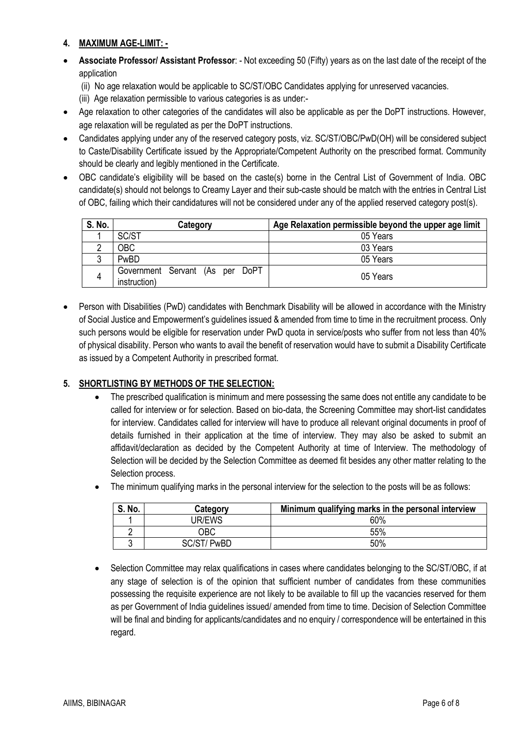## 4. MAXIMUM AGE-LIMIT: -

- **Associate Professor/ Assistant Professor**: - Not exceeding 50 (Fifty) years as on the last date of the receipt of the application
  
  (ii) No age relaxation would be applicable to SC/ST/OBC Candidates applying for unreserved vacancies.
  
  (iii) Age relaxation permissible to various categories is as under:-
- Age relaxation to other categories of the candidates will also be applicable as per the DoPT instructions. However, age relaxation will be regulated as per the DoPT instructions.
- Candidates applying under any of the reserved category posts, viz. SC/ST/OBC/PwD(OH) will be considered subject to Caste/Disability Certificate issued by the Appropriate/Competent Authority on the prescribed format. Community should be clearly and legibly mentioned in the Certificate.
- OBC candidate's eligibility will be based on the caste(s) borne in the Central List of Government of India. OBC candidate(s) should not belongs to Creamy Layer and their sub-caste should be match with the entries in Central List of OBC, failing which their candidatures will not be considered under any of the applied reserved category post(s).

| S. No. | Category | Age Relaxation permissible beyond the upper age limit |
|---|---|---|
| 1 | SC/ST | 05 Years |
| 2 | OBC | 03 Years |
| 3 | PwBD | 05 Years |
| 4 | Government Servant (As per DoPT instruction) | 05 Years |

- Person with Disabilities (PwD) candidates with Benchmark Disability will be allowed in accordance with the Ministry of Social Justice and Empowerment's guidelines issued & amended from time to time in the recruitment process. Only such persons would be eligible for reservation under PwD quota in service/posts who suffer from not less than 40% of physical disability. Person who wants to avail the benefit of reservation would have to submit a Disability Certificate as issued by a Competent Authority in prescribed format.

## 5. SHORTLISTING BY METHODS OF THE SELECTION:

- The prescribed qualification is minimum and mere possessing the same does not entitle any candidate to be called for interview or for selection. Based on bio-data, the Screening Committee may short-list candidates for interview. Candidates called for interview will have to produce all relevant original documents in proof of details furnished in their application at the time of interview. They may also be asked to submit an affidavit/declaration as decided by the Competent Authority at time of Interview. The methodology of Selection will be decided by the Selection Committee as deemed fit besides any other matter relating to the Selection process.
- The minimum qualifying marks in the personal interview for the selection to the posts will be as follows:

| S. No. | Category | Minimum qualifying marks in the personal interview |
|---|---|---|
| 1 | UR/EWS | 60% |
| 2 | OBC | 55% |
| 3 | SC/ST/ PwBD | 50% |

- Selection Committee may relax qualifications in cases where candidates belonging to the SC/ST/OBC, if at any stage of selection is of the opinion that sufficient number of candidates from these communities possessing the requisite experience are not likely to be available to fill up the vacancies reserved for them as per Government of India guidelines issued/ amended from time to time. Decision of Selection Committee will be final and binding for applicants/candidates and no enquiry / correspondence will be entertained in this regard.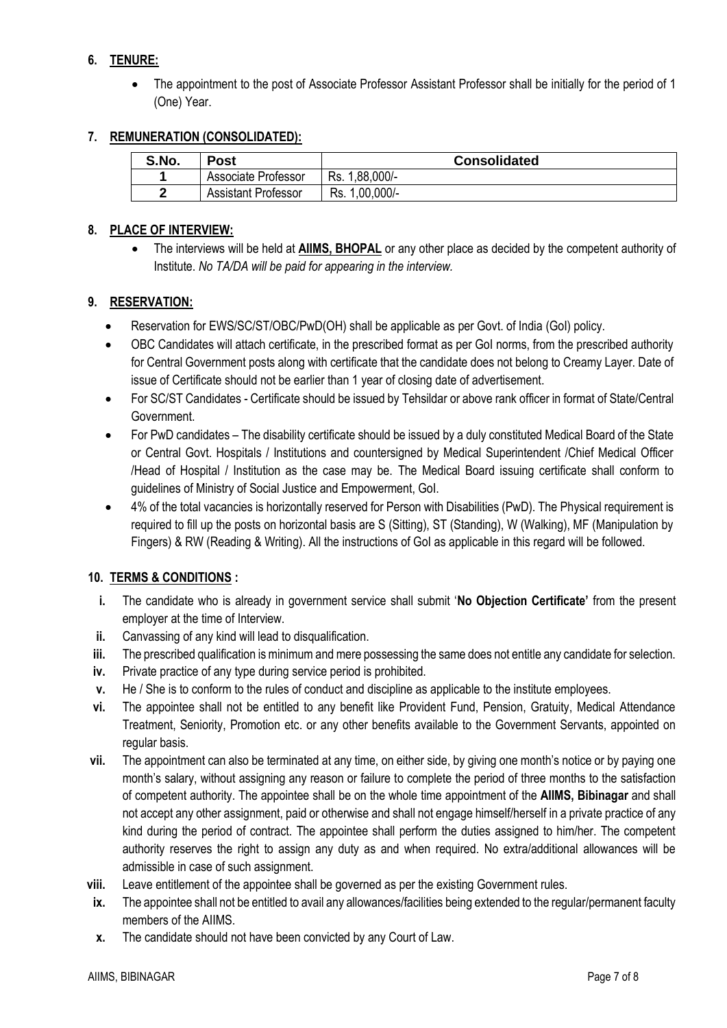## 6. TENURE:

- The appointment to the post of Associate Professor Assistant Professor shall be initially for the period of 1 (One) Year.

## 7. REMUNERATION (CONSOLIDATED):

| S.No. | Post | Consolidated |
|---|---|---|
| 1 | Associate Professor | Rs. 1,88,000/- |
| 2 | Assistant Professor | Rs. 1,00,000/- |

## 8. PLACE OF INTERVIEW:

- The interviews will be held at **AIIMS, BHOPAL** or any other place as decided by the competent authority of Institute. *No TA/DA will be paid for appearing in the interview.*

## 9. RESERVATION:

- Reservation for EWS/SC/ST/OBC/PwD(OH) shall be applicable as per Govt. of India (GoI) policy.
- OBC Candidates will attach certificate, in the prescribed format as per GoI norms, from the prescribed authority for Central Government posts along with certificate that the candidate does not belong to Creamy Layer. Date of issue of Certificate should not be earlier than 1 year of closing date of advertisement.
- For SC/ST Candidates - Certificate should be issued by Tehsildar or above rank officer in format of State/Central Government.
- For PwD candidates – The disability certificate should be issued by a duly constituted Medical Board of the State or Central Govt. Hospitals / Institutions and countersigned by Medical Superintendent /Chief Medical Officer /Head of Hospital / Institution as the case may be. The Medical Board issuing certificate shall conform to guidelines of Ministry of Social Justice and Empowerment, GoI.
- 4% of the total vacancies is horizontally reserved for Person with Disabilities (PwD). The Physical requirement is required to fill up the posts on horizontal basis are S (Sitting), ST (Standing), W (Walking), MF (Manipulation by Fingers) & RW (Reading & Writing). All the instructions of GoI as applicable in this regard will be followed.

## 10. TERMS & CONDITIONS :

i. The candidate who is already in government service shall submit '**No Objection Certificate'** from the present employer at the time of Interview.

ii. Canvassing of any kind will lead to disqualification.

iii. The prescribed qualification is minimum and mere possessing the same does not entitle any candidate for selection.

iv. Private practice of any type during service period is prohibited.

v. He / She is to conform to the rules of conduct and discipline as applicable to the institute employees.

vi. The appointee shall not be entitled to any benefit like Provident Fund, Pension, Gratuity, Medical Attendance Treatment, Seniority, Promotion etc. or any other benefits available to the Government Servants, appointed on regular basis.

vii. The appointment can also be terminated at any time, on either side, by giving one month's notice or by paying one month's salary, without assigning any reason or failure to complete the period of three months to the satisfaction of competent authority. The appointee shall be on the whole time appointment of the **AIIMS, Bibinagar** and shall not accept any other assignment, paid or otherwise and shall not engage himself/herself in a private practice of any kind during the period of contract. The appointee shall perform the duties assigned to him/her. The competent authority reserves the right to assign any duty as and when required. No extra/additional allowances will be admissible in case of such assignment.

viii. Leave entitlement of the appointee shall be governed as per the existing Government rules.

ix. The appointee shall not be entitled to avail any allowances/facilities being extended to the regular/permanent faculty members of the AIIMS.

x. The candidate should not have been convicted by any Court of Law.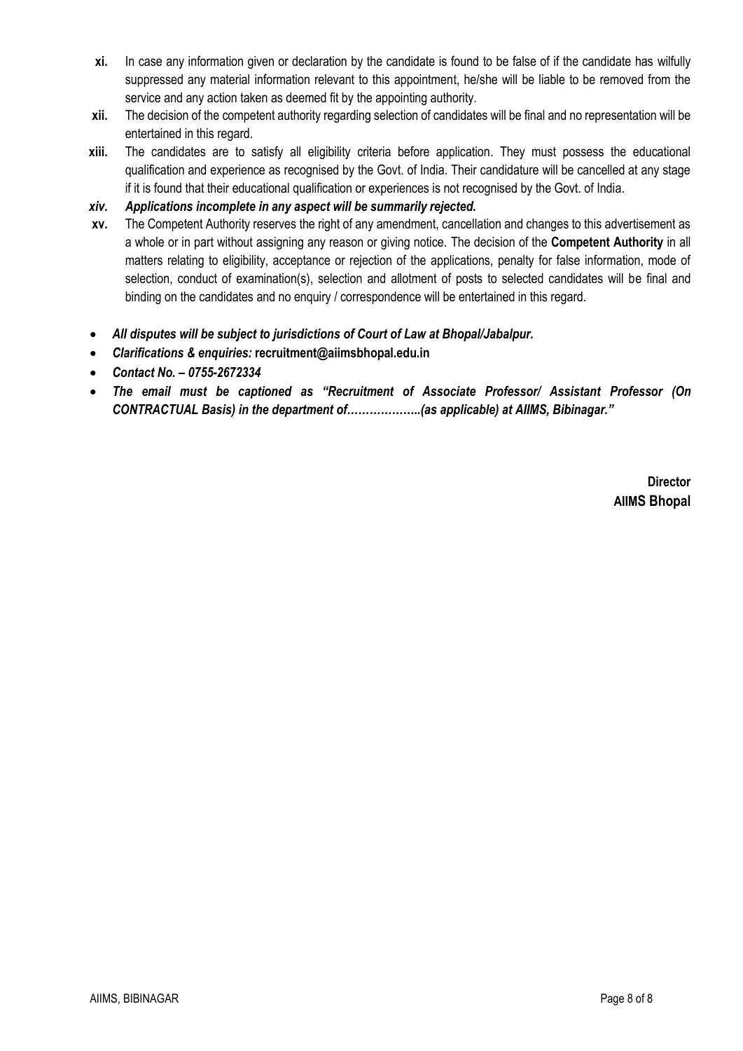- **xi.** In case any information given or declaration by the candidate is found to be false of if the candidate has wilfully suppressed any material information relevant to this appointment, he/she will be liable to be removed from the service and any action taken as deemed fit by the appointing authority.
- **xii.** The decision of the competent authority regarding selection of candidates will be final and no representation will be entertained in this regard.
- **xiii.** The candidates are to satisfy all eligibility criteria before application. They must possess the educational qualification and experience as recognised by the Govt. of India. Their candidature will be cancelled at any stage if it is found that their educational qualification or experiences is not recognised by the Govt. of India.
- ***xiv. Applications incomplete in any aspect will be summarily rejected.***
- **xv.** The Competent Authority reserves the right of any amendment, cancellation and changes to this advertisement as a whole or in part without assigning any reason or giving notice. The decision of the **Competent Authority** in all matters relating to eligibility, acceptance or rejection of the applications, penalty for false information, mode of selection, conduct of examination(s), selection and allotment of posts to selected candidates will be final and binding on the candidates and no enquiry / correspondence will be entertained in this regard.

- ***All disputes will be subject to jurisdictions of Court of Law at Bhopal/Jabalpur.***
- ***Clarifications & enquiries:*** **recruitment@aiimsbhopal.edu.in**
- ***Contact No. – 0755-2672334***
- ***The email must be captioned as "Recruitment of Associate Professor/ Assistant Professor (On CONTRACTUAL Basis) in the department of………………..(as applicable) at AIIMS, Bibinagar."***

**Director**
**AIIMS Bhopal**